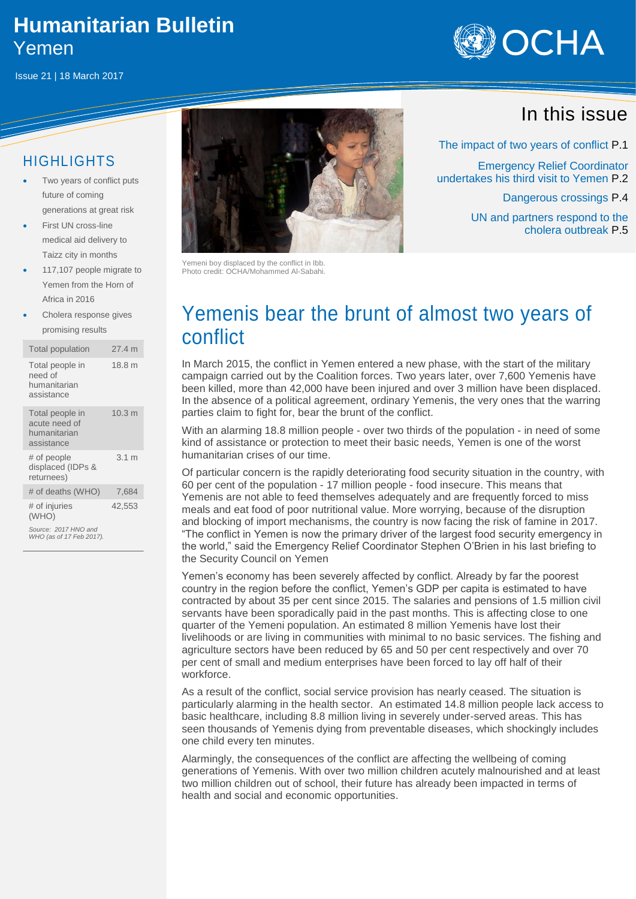# Humanitarian Bulletin
## Yemen

Issue 21 | 18 March 2017

## HIGHLIGHTS

- Two years of conflict puts future of coming generations at great risk
- First UN cross-line medical aid delivery to Taizz city in months
- 117,107 people migrate to Yemen from the Horn of Africa in 2016
- Cholera response gives promising results

| | |
|---|---|
| Total population | 27.4 m |
| Total people in need of humanitarian assistance | 18.8 m |
| Total people in acute need of humanitarian assistance | 10.3 m |
| # of people displaced (IDPs & returnees) | 3.1 m |
| # of deaths (WHO) | 7,684 |
| # of injuries (WHO) | 42,553 |

*Source: 2017 HNO and WHO (as of 17 Feb 2017).*

Yemeni boy displaced by the conflict in Ibb. Photo credit: OCHA/Mohammed Al-Sabahi.

## In this issue

The impact of two years of conflict P.1

Emergency Relief Coordinator undertakes his third visit to Yemen P.2

Dangerous crossings P.4

UN and partners respond to the cholera outbreak P.5

# Yemenis bear the brunt of almost two years of conflict

In March 2015, the conflict in Yemen entered a new phase, with the start of the military campaign carried out by the Coalition forces. Two years later, over 7,600 Yemenis have been killed, more than 42,000 have been injured and over 3 million have been displaced. In the absence of a political agreement, ordinary Yemenis, the very ones that the warring parties claim to fight for, bear the brunt of the conflict.

With an alarming 18.8 million people - over two thirds of the population - in need of some kind of assistance or protection to meet their basic needs, Yemen is one of the worst humanitarian crises of our time.

Of particular concern is the rapidly deteriorating food security situation in the country, with 60 per cent of the population - 17 million people - food insecure. This means that Yemenis are not able to feed themselves adequately and are frequently forced to miss meals and eat food of poor nutritional value. More worrying, because of the disruption and blocking of import mechanisms, the country is now facing the risk of famine in 2017. "The conflict in Yemen is now the primary driver of the largest food security emergency in the world," said the Emergency Relief Coordinator Stephen O'Brien in his last briefing to the Security Council on Yemen

Yemen's economy has been severely affected by conflict. Already by far the poorest country in the region before the conflict, Yemen's GDP per capita is estimated to have contracted by about 35 per cent since 2015. The salaries and pensions of 1.5 million civil servants have been sporadically paid in the past months. This is affecting close to one quarter of the Yemeni population. An estimated 8 million Yemenis have lost their livelihoods or are living in communities with minimal to no basic services. The fishing and agriculture sectors have been reduced by 65 and 50 per cent respectively and over 70 per cent of small and medium enterprises have been forced to lay off half of their workforce.

As a result of the conflict, social service provision has nearly ceased. The situation is particularly alarming in the health sector. An estimated 14.8 million people lack access to basic healthcare, including 8.8 million living in severely under-served areas. This has seen thousands of Yemenis dying from preventable diseases, which shockingly includes one child every ten minutes.

Alarmingly, the consequences of the conflict are affecting the wellbeing of coming generations of Yemenis. With over two million children acutely malnourished and at least two million children out of school, their future has already been impacted in terms of health and social and economic opportunities.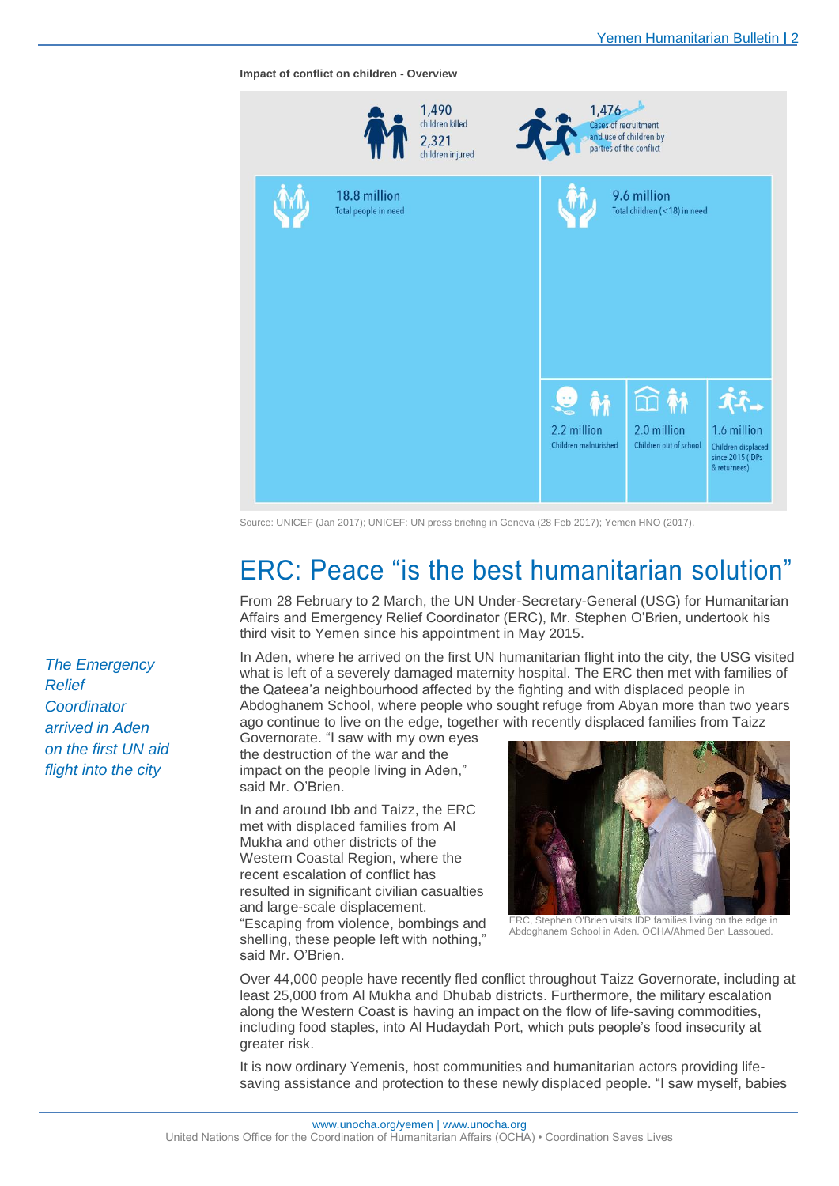**Impact of conflict on children - Overview**

1,490 children killed

2,321 children injured

1,476 Cases of recruitment and use of children by parties of the conflict

18.8 million Total people in need

9.6 million Total children (<18) in need

2.2 million Children malnurished

2.0 million Children out of school

1.6 million Children displaced since 2015 (IDPs & returnees)

Source: UNICEF (Jan 2017); UNICEF: UN press briefing in Geneva (28 Feb 2017); Yemen HNO (2017).

# ERC: Peace "is the best humanitarian solution"

*The Emergency Relief Coordinator arrived in Aden on the first UN aid flight into the city*

From 28 February to 2 March, the UN Under-Secretary-General (USG) for Humanitarian Affairs and Emergency Relief Coordinator (ERC), Mr. Stephen O'Brien, undertook his third visit to Yemen since his appointment in May 2015.

In Aden, where he arrived on the first UN humanitarian flight into the city, the USG visited what is left of a severely damaged maternity hospital. The ERC then met with families of the Qateea'a neighbourhood affected by the fighting and with displaced people in Abdoghanem School, where people who sought refuge from Abyan more than two years ago continue to live on the edge, together with recently displaced families from Taizz Governorate. "I saw with my own eyes the destruction of the war and the impact on the people living in Aden," said Mr. O'Brien.

In and around Ibb and Taizz, the ERC met with displaced families from Al Mukha and other districts of the Western Coastal Region, where the recent escalation of conflict has resulted in significant civilian casualties and large-scale displacement. "Escaping from violence, bombings and shelling, these people left with nothing," said Mr. O'Brien.

ERC, Stephen O'Brien visits IDP families living on the edge in Abdoghanem School in Aden. OCHA/Ahmed Ben Lassoued.

Over 44,000 people have recently fled conflict throughout Taizz Governorate, including at least 25,000 from Al Mukha and Dhubab districts. Furthermore, the military escalation along the Western Coast is having an impact on the flow of life-saving commodities, including food staples, into Al Hudaydah Port, which puts people's food insecurity at greater risk.

It is now ordinary Yemenis, host communities and humanitarian actors providing life-saving assistance and protection to these newly displaced people. "I saw myself, babies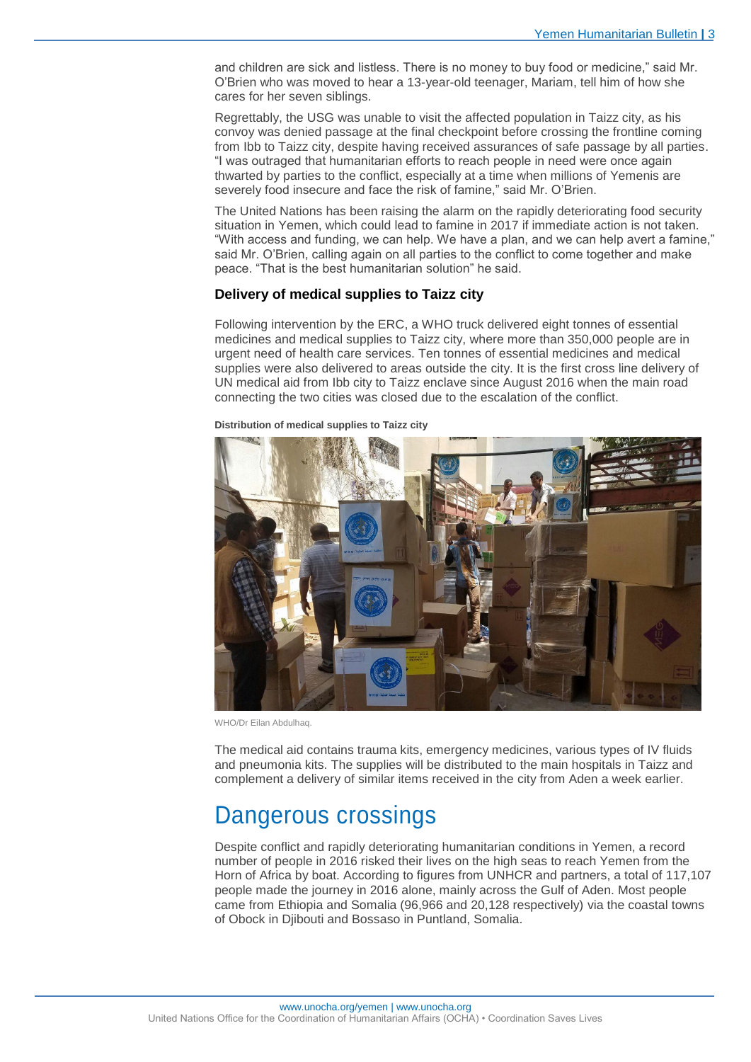and children are sick and listless. There is no money to buy food or medicine," said Mr. O'Brien who was moved to hear a 13-year-old teenager, Mariam, tell him of how she cares for her seven siblings.

Regrettably, the USG was unable to visit the affected population in Taizz city, as his convoy was denied passage at the final checkpoint before crossing the frontline coming from Ibb to Taizz city, despite having received assurances of safe passage by all parties. "I was outraged that humanitarian efforts to reach people in need were once again thwarted by parties to the conflict, especially at a time when millions of Yemenis are severely food insecure and face the risk of famine," said Mr. O'Brien.

The United Nations has been raising the alarm on the rapidly deteriorating food security situation in Yemen, which could lead to famine in 2017 if immediate action is not taken. "With access and funding, we can help. We have a plan, and we can help avert a famine," said Mr. O'Brien, calling again on all parties to the conflict to come together and make peace. "That is the best humanitarian solution" he said.

### Delivery of medical supplies to Taizz city

Following intervention by the ERC, a WHO truck delivered eight tonnes of essential medicines and medical supplies to Taizz city, where more than 350,000 people are in urgent need of health care services. Ten tonnes of essential medicines and medical supplies were also delivered to areas outside the city. It is the first cross line delivery of UN medical aid from Ibb city to Taizz enclave since August 2016 when the main road connecting the two cities was closed due to the escalation of the conflict.

**Distribution of medical supplies to Taizz city**

WHO/Dr Eilan Abdulhaq.

The medical aid contains trauma kits, emergency medicines, various types of IV fluids and pneumonia kits. The supplies will be distributed to the main hospitals in Taizz and complement a delivery of similar items received in the city from Aden a week earlier.

# Dangerous crossings

Despite conflict and rapidly deteriorating humanitarian conditions in Yemen, a record number of people in 2016 risked their lives on the high seas to reach Yemen from the Horn of Africa by boat. According to figures from UNHCR and partners, a total of 117,107 people made the journey in 2016 alone, mainly across the Gulf of Aden. Most people came from Ethiopia and Somalia (96,966 and 20,128 respectively) via the coastal towns of Obock in Djibouti and Bossaso in Puntland, Somalia.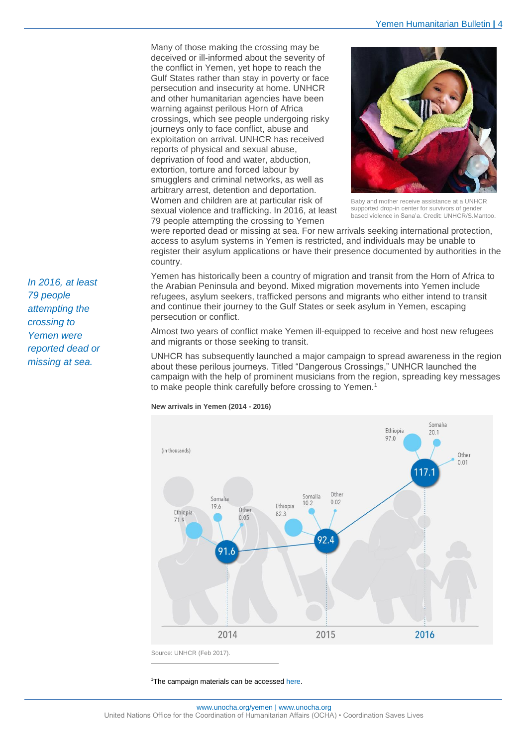Many of those making the crossing may be deceived or ill-informed about the severity of the conflict in Yemen, yet hope to reach the Gulf States rather than stay in poverty or face persecution and insecurity at home. UNHCR and other humanitarian agencies have been warning against perilous Horn of Africa crossings, which see people undergoing risky journeys only to face conflict, abuse and exploitation on arrival. UNHCR has received reports of physical and sexual abuse, deprivation of food and water, abduction, extortion, torture and forced labour by smugglers and criminal networks, as well as arbitrary arrest, detention and deportation. Women and children are at particular risk of sexual violence and trafficking. In 2016, at least 79 people attempting the crossing to Yemen were reported dead or missing at sea. For new arrivals seeking international protection, access to asylum systems in Yemen is restricted, and individuals may be unable to register their asylum applications or have their presence documented by authorities in the country.

Baby and mother receive assistance at a UNHCR supported drop-in center for survivors of gender based violence in Sana'a. Credit: UNHCR/S.Mantoo.

*In 2016, at least 79 people attempting the crossing to Yemen were reported dead or missing at sea.*

Yemen has historically been a country of migration and transit from the Horn of Africa to the Arabian Peninsula and beyond. Mixed migration movements into Yemen include refugees, asylum seekers, trafficked persons and migrants who either intend to transit and continue their journey to the Gulf States or seek asylum in Yemen, escaping persecution or conflict.

Almost two years of conflict make Yemen ill-equipped to receive and host new refugees and migrants or those seeking to transit.

UNHCR has subsequently launched a major campaign to spread awareness in the region about these perilous journeys. Titled "Dangerous Crossings," UNHCR launched the campaign with the help of prominent musicians from the region, spreading key messages to make people think carefully before crossing to Yemen.[1]

**New arrivals in Yemen (2014 - 2016)**

(in thousands)

| Year | Total | Ethiopia | Somalia | Other |
|---|---|---|---|---|
| 2014 | 91.6 | 71.9 | 19.6 | 0.05 |
| 2015 | 92.4 | 82.3 | 10.2 | 0.02 |
| 2016 | 117.1 | 97.0 | 20.1 | 0.01 |

Source: UNHCR (Feb 2017).

[1]The campaign materials can be accessed here.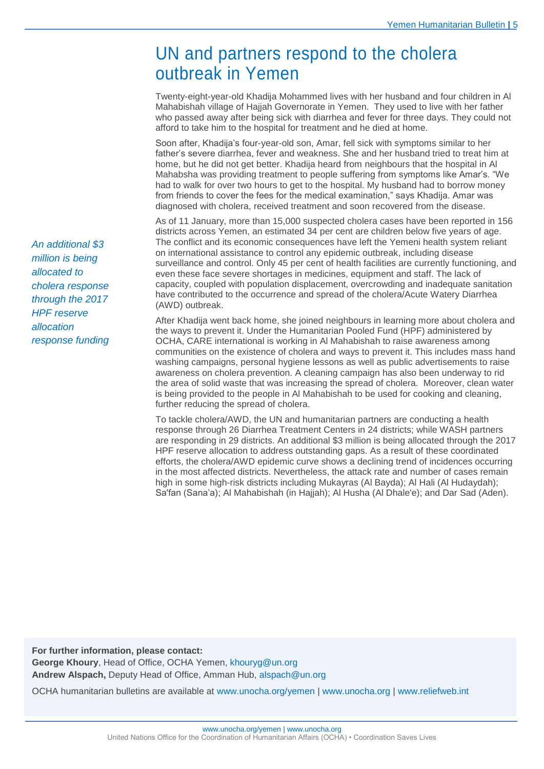# UN and partners respond to the cholera outbreak in Yemen

Twenty-eight-year-old Khadija Mohammed lives with her husband and four children in Al Mahabishah village of Hajjah Governorate in Yemen. They used to live with her father who passed away after being sick with diarrhea and fever for three days. They could not afford to take him to the hospital for treatment and he died at home.

Soon after, Khadija's four-year-old son, Amar, fell sick with symptoms similar to her father's severe diarrhea, fever and weakness. She and her husband tried to treat him at home, but he did not get better. Khadija heard from neighbours that the hospital in Al Mahabsha was providing treatment to people suffering from symptoms like Amar's. "We had to walk for over two hours to get to the hospital. My husband had to borrow money from friends to cover the fees for the medical examination," says Khadija. Amar was diagnosed with cholera, received treatment and soon recovered from the disease.

*An additional $3 million is being allocated to cholera response through the 2017 HPF reserve allocation response funding*

As of 11 January, more than 15,000 suspected cholera cases have been reported in 156 districts across Yemen, an estimated 34 per cent are children below five years of age. The conflict and its economic consequences have left the Yemeni health system reliant on international assistance to control any epidemic outbreak, including disease surveillance and control. Only 45 per cent of health facilities are currently functioning, and even these face severe shortages in medicines, equipment and staff. The lack of capacity, coupled with population displacement, overcrowding and inadequate sanitation have contributed to the occurrence and spread of the cholera/Acute Watery Diarrhea (AWD) outbreak.

After Khadija went back home, she joined neighbours in learning more about cholera and the ways to prevent it. Under the Humanitarian Pooled Fund (HPF) administered by OCHA, CARE international is working in Al Mahabishah to raise awareness among communities on the existence of cholera and ways to prevent it. This includes mass hand washing campaigns, personal hygiene lessons as well as public advertisements to raise awareness on cholera prevention. A cleaning campaign has also been underway to rid the area of solid waste that was increasing the spread of cholera. Moreover, clean water is being provided to the people in Al Mahabishah to be used for cooking and cleaning, further reducing the spread of cholera.

To tackle cholera/AWD, the UN and humanitarian partners are conducting a health response through 26 Diarrhea Treatment Centers in 24 districts; while WASH partners are responding in 29 districts. An additional $3 million is being allocated through the 2017 HPF reserve allocation to address outstanding gaps. As a result of these coordinated efforts, the cholera/AWD epidemic curve shows a declining trend of incidences occurring in the most affected districts. Nevertheless, the attack rate and number of cases remain high in some high-risk districts including Mukayras (Al Bayda); Al Hali (Al Hudaydah); Sa'fan (Sana'a); Al Mahabishah (in Hajjah); Al Husha (Al Dhale'e); and Dar Sad (Aden).

**For further information, please contact:**
**George Khoury**, Head of Office, OCHA Yemen, khouryg@un.org
**Andrew Alspach,** Deputy Head of Office, Amman Hub, alspach@un.org

OCHA humanitarian bulletins are available at www.unocha.org/yemen | www.unocha.org | www.reliefweb.int